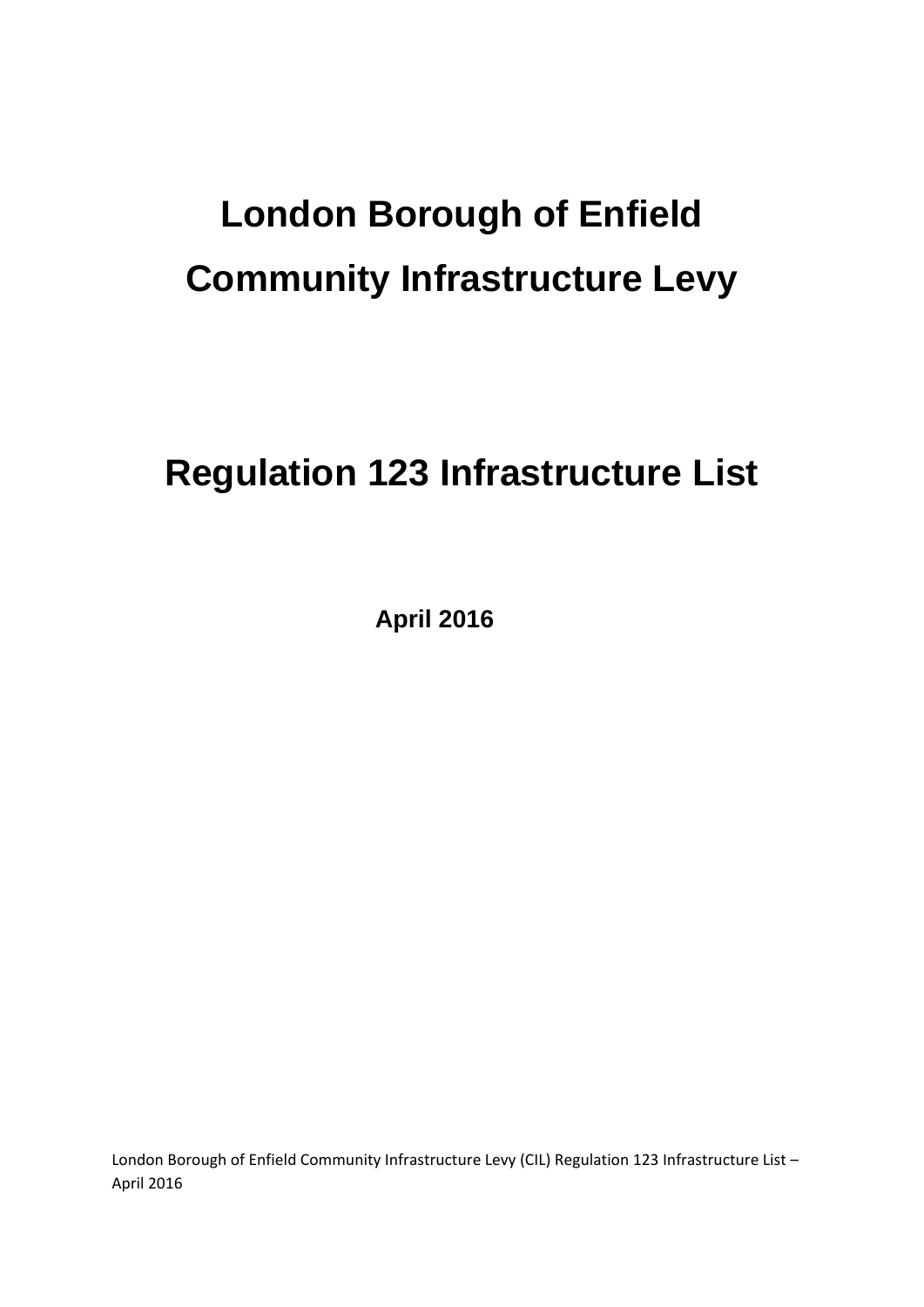# London Borough of Enfield

# Community Infrastructure Levy

# Regulation 123 Infrastructure List

**April 2016**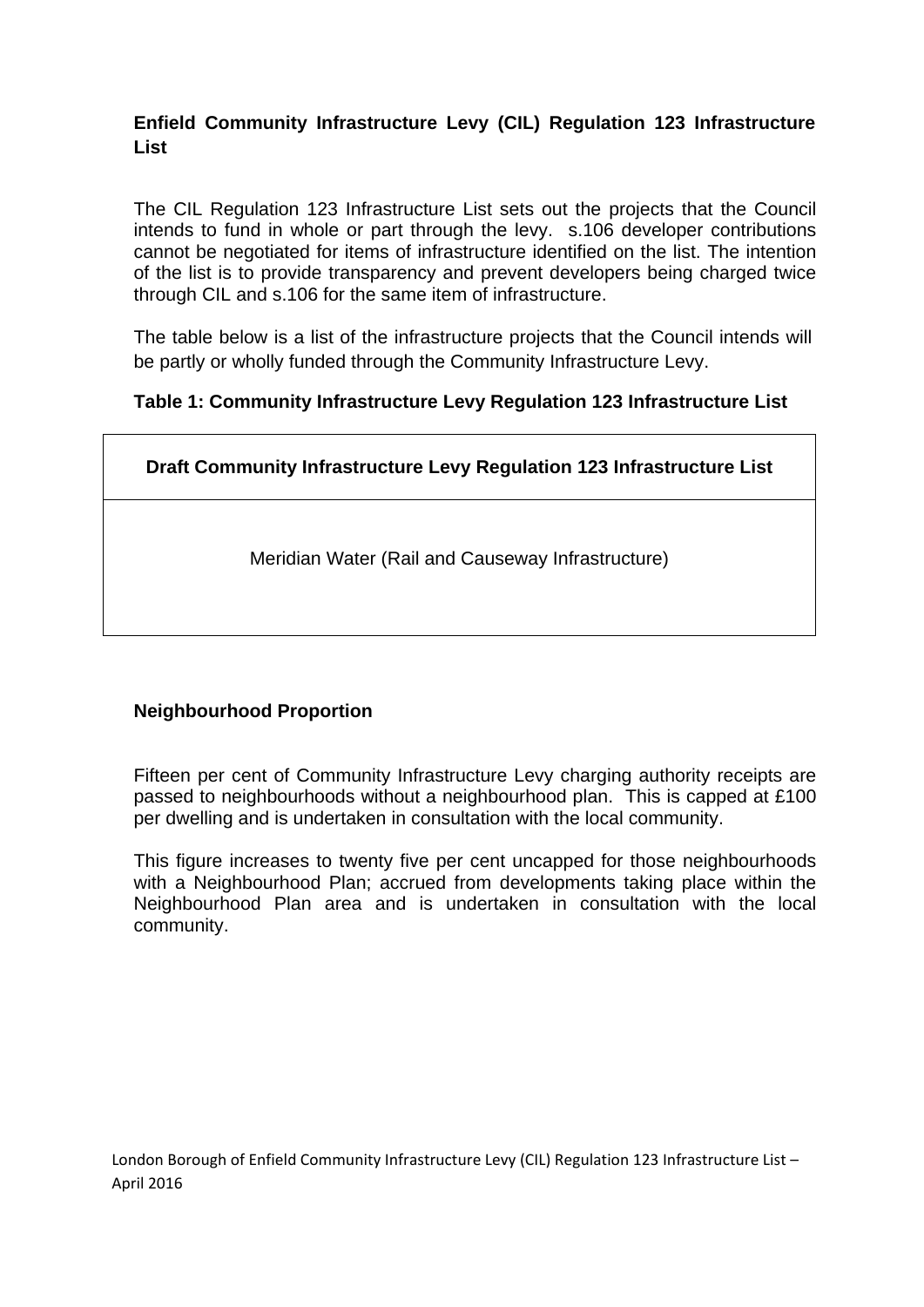**Enfield Community Infrastructure Levy (CIL) Regulation 123 Infrastructure List**

The CIL Regulation 123 Infrastructure List sets out the projects that the Council intends to fund in whole or part through the levy. s.106 developer contributions cannot be negotiated for items of infrastructure identified on the list. The intention of the list is to provide transparency and prevent developers being charged twice through CIL and s.106 for the same item of infrastructure.

The table below is a list of the infrastructure projects that the Council intends will be partly or wholly funded through the Community Infrastructure Levy.

**Table 1: Community Infrastructure Levy Regulation 123 Infrastructure List**

| **Draft Community Infrastructure Levy Regulation 123 Infrastructure List** |
| --- |
| Meridian Water (Rail and Causeway Infrastructure) |

**Neighbourhood Proportion**

Fifteen per cent of Community Infrastructure Levy charging authority receipts are passed to neighbourhoods without a neighbourhood plan. This is capped at £100 per dwelling and is undertaken in consultation with the local community.

This figure increases to twenty five per cent uncapped for those neighbourhoods with a Neighbourhood Plan; accrued from developments taking place within the Neighbourhood Plan area and is undertaken in consultation with the local community.